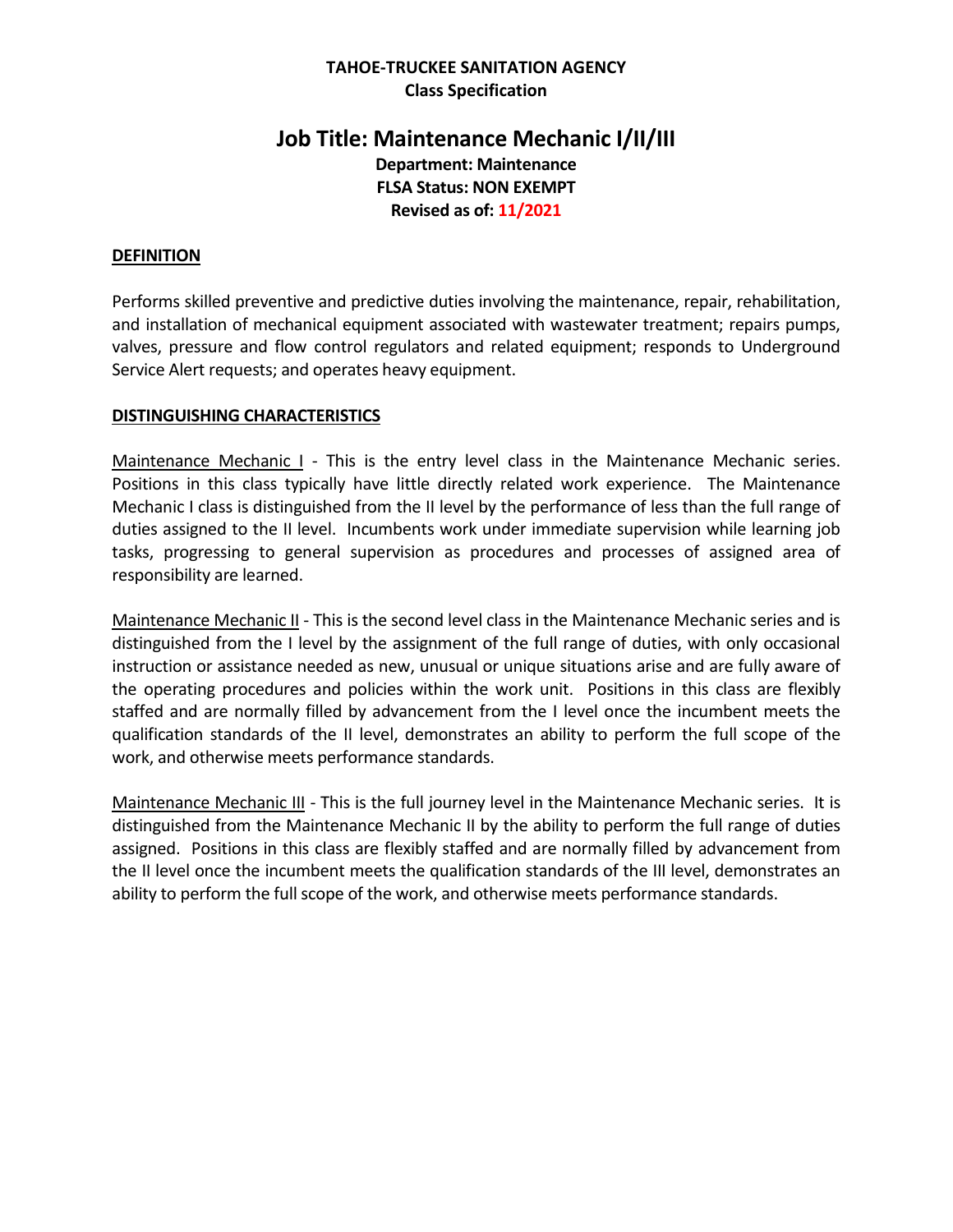**TAHOE-TRUCKEE SANITATION AGENCY**
**Class Specification**

# Job Title: Maintenance Mechanic I/II/III

**Department: Maintenance**
**FLSA Status: NON EXEMPT**
**Revised as of: 11/2021**

## DEFINITION

Performs skilled preventive and predictive duties involving the maintenance, repair, rehabilitation, and installation of mechanical equipment associated with wastewater treatment; repairs pumps, valves, pressure and flow control regulators and related equipment; responds to Underground Service Alert requests; and operates heavy equipment.

## DISTINGUISHING CHARACTERISTICS

Maintenance Mechanic I - This is the entry level class in the Maintenance Mechanic series. Positions in this class typically have little directly related work experience. The Maintenance Mechanic I class is distinguished from the II level by the performance of less than the full range of duties assigned to the II level. Incumbents work under immediate supervision while learning job tasks, progressing to general supervision as procedures and processes of assigned area of responsibility are learned.

Maintenance Mechanic II - This is the second level class in the Maintenance Mechanic series and is distinguished from the I level by the assignment of the full range of duties, with only occasional instruction or assistance needed as new, unusual or unique situations arise and are fully aware of the operating procedures and policies within the work unit. Positions in this class are flexibly staffed and are normally filled by advancement from the I level once the incumbent meets the qualification standards of the II level, demonstrates an ability to perform the full scope of the work, and otherwise meets performance standards.

Maintenance Mechanic III - This is the full journey level in the Maintenance Mechanic series. It is distinguished from the Maintenance Mechanic II by the ability to perform the full range of duties assigned. Positions in this class are flexibly staffed and are normally filled by advancement from the II level once the incumbent meets the qualification standards of the III level, demonstrates an ability to perform the full scope of the work, and otherwise meets performance standards.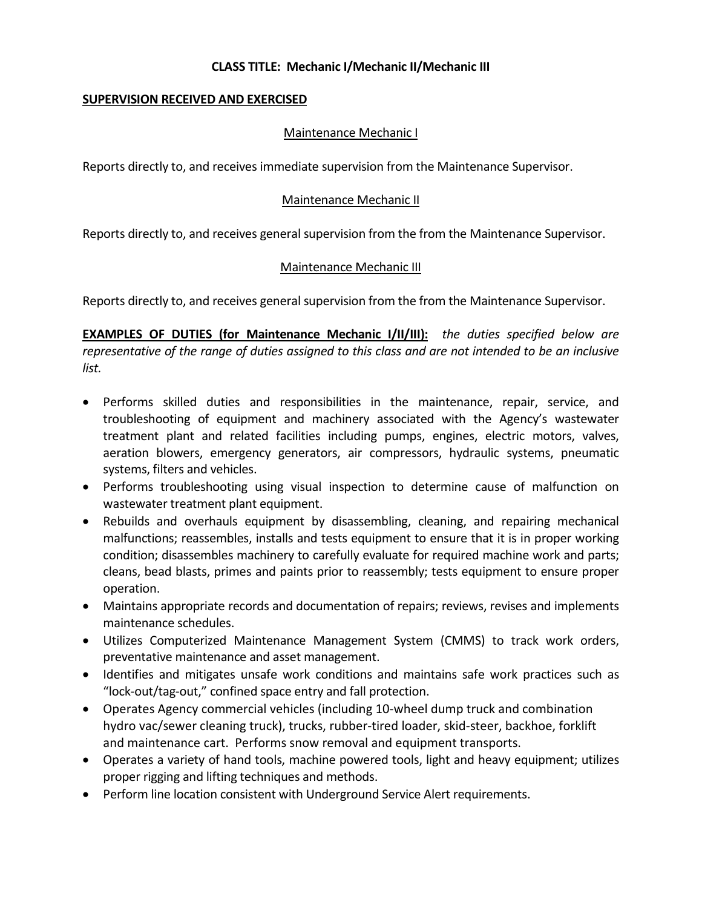**CLASS TITLE: Mechanic I/Mechanic II/Mechanic III**

**SUPERVISION RECEIVED AND EXERCISED**

Maintenance Mechanic I

Reports directly to, and receives immediate supervision from the Maintenance Supervisor.

Maintenance Mechanic II

Reports directly to, and receives general supervision from the from the Maintenance Supervisor.

Maintenance Mechanic III

Reports directly to, and receives general supervision from the from the Maintenance Supervisor.

**EXAMPLES OF DUTIES (for Maintenance Mechanic I/II/III):** *the duties specified below are representative of the range of duties assigned to this class and are not intended to be an inclusive list.*

- Performs skilled duties and responsibilities in the maintenance, repair, service, and troubleshooting of equipment and machinery associated with the Agency's wastewater treatment plant and related facilities including pumps, engines, electric motors, valves, aeration blowers, emergency generators, air compressors, hydraulic systems, pneumatic systems, filters and vehicles.
- Performs troubleshooting using visual inspection to determine cause of malfunction on wastewater treatment plant equipment.
- Rebuilds and overhauls equipment by disassembling, cleaning, and repairing mechanical malfunctions; reassembles, installs and tests equipment to ensure that it is in proper working condition; disassembles machinery to carefully evaluate for required machine work and parts; cleans, bead blasts, primes and paints prior to reassembly; tests equipment to ensure proper operation.
- Maintains appropriate records and documentation of repairs; reviews, revises and implements maintenance schedules.
- Utilizes Computerized Maintenance Management System (CMMS) to track work orders, preventative maintenance and asset management.
- Identifies and mitigates unsafe work conditions and maintains safe work practices such as "lock-out/tag-out," confined space entry and fall protection.
- Operates Agency commercial vehicles (including 10-wheel dump truck and combination hydro vac/sewer cleaning truck), trucks, rubber-tired loader, skid-steer, backhoe, forklift and maintenance cart. Performs snow removal and equipment transports.
- Operates a variety of hand tools, machine powered tools, light and heavy equipment; utilizes proper rigging and lifting techniques and methods.
- Perform line location consistent with Underground Service Alert requirements.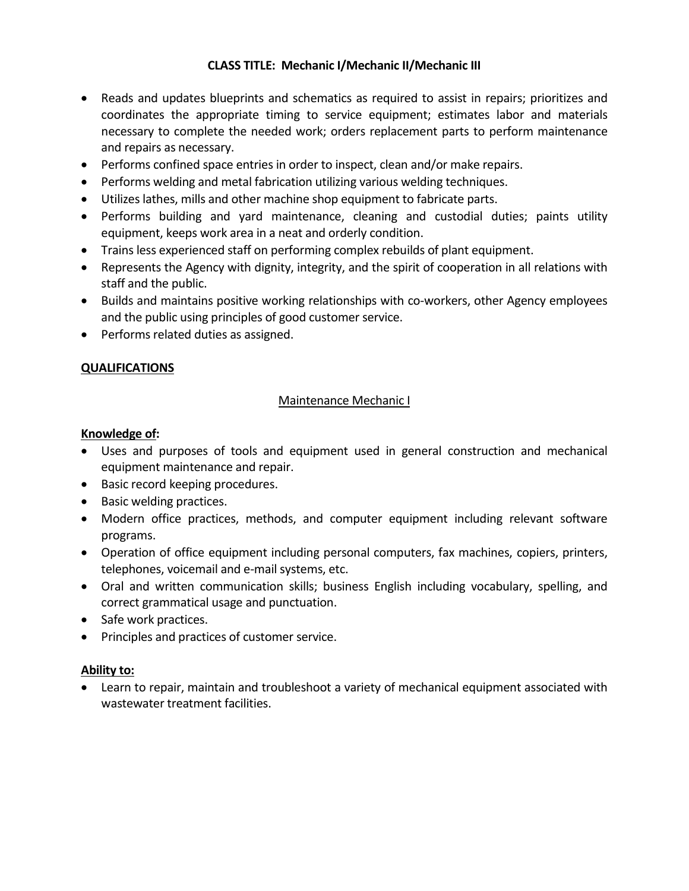**CLASS TITLE: Mechanic I/Mechanic II/Mechanic III**

- Reads and updates blueprints and schematics as required to assist in repairs; prioritizes and coordinates the appropriate timing to service equipment; estimates labor and materials necessary to complete the needed work; orders replacement parts to perform maintenance and repairs as necessary.
- Performs confined space entries in order to inspect, clean and/or make repairs.
- Performs welding and metal fabrication utilizing various welding techniques.
- Utilizes lathes, mills and other machine shop equipment to fabricate parts.
- Performs building and yard maintenance, cleaning and custodial duties; paints utility equipment, keeps work area in a neat and orderly condition.
- Trains less experienced staff on performing complex rebuilds of plant equipment.
- Represents the Agency with dignity, integrity, and the spirit of cooperation in all relations with staff and the public.
- Builds and maintains positive working relationships with co-workers, other Agency employees and the public using principles of good customer service.
- Performs related duties as assigned.

**QUALIFICATIONS**

Maintenance Mechanic I

**Knowledge of:**

- Uses and purposes of tools and equipment used in general construction and mechanical equipment maintenance and repair.
- Basic record keeping procedures.
- Basic welding practices.
- Modern office practices, methods, and computer equipment including relevant software programs.
- Operation of office equipment including personal computers, fax machines, copiers, printers, telephones, voicemail and e-mail systems, etc.
- Oral and written communication skills; business English including vocabulary, spelling, and correct grammatical usage and punctuation.
- Safe work practices.
- Principles and practices of customer service.

**Ability to:**

- Learn to repair, maintain and troubleshoot a variety of mechanical equipment associated with wastewater treatment facilities.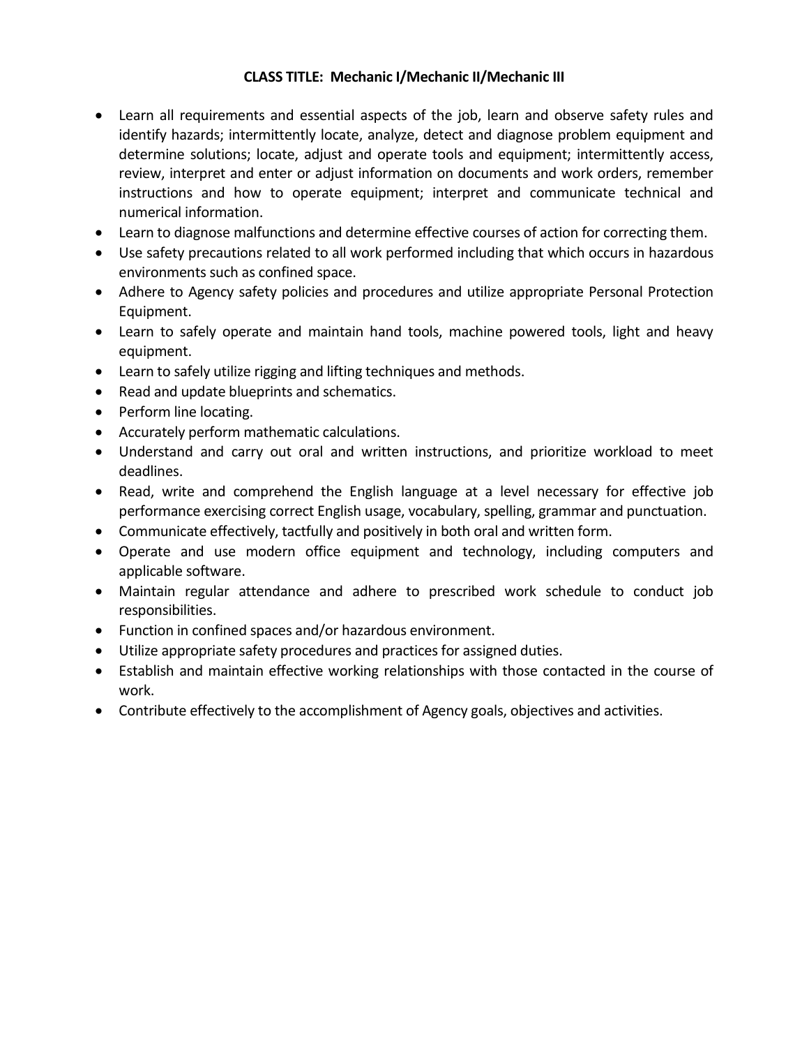**CLASS TITLE: Mechanic I/Mechanic II/Mechanic III**

- Learn all requirements and essential aspects of the job, learn and observe safety rules and identify hazards; intermittently locate, analyze, detect and diagnose problem equipment and determine solutions; locate, adjust and operate tools and equipment; intermittently access, review, interpret and enter or adjust information on documents and work orders, remember instructions and how to operate equipment; interpret and communicate technical and numerical information.
- Learn to diagnose malfunctions and determine effective courses of action for correcting them.
- Use safety precautions related to all work performed including that which occurs in hazardous environments such as confined space.
- Adhere to Agency safety policies and procedures and utilize appropriate Personal Protection Equipment.
- Learn to safely operate and maintain hand tools, machine powered tools, light and heavy equipment.
- Learn to safely utilize rigging and lifting techniques and methods.
- Read and update blueprints and schematics.
- Perform line locating.
- Accurately perform mathematic calculations.
- Understand and carry out oral and written instructions, and prioritize workload to meet deadlines.
- Read, write and comprehend the English language at a level necessary for effective job performance exercising correct English usage, vocabulary, spelling, grammar and punctuation.
- Communicate effectively, tactfully and positively in both oral and written form.
- Operate and use modern office equipment and technology, including computers and applicable software.
- Maintain regular attendance and adhere to prescribed work schedule to conduct job responsibilities.
- Function in confined spaces and/or hazardous environment.
- Utilize appropriate safety procedures and practices for assigned duties.
- Establish and maintain effective working relationships with those contacted in the course of work.
- Contribute effectively to the accomplishment of Agency goals, objectives and activities.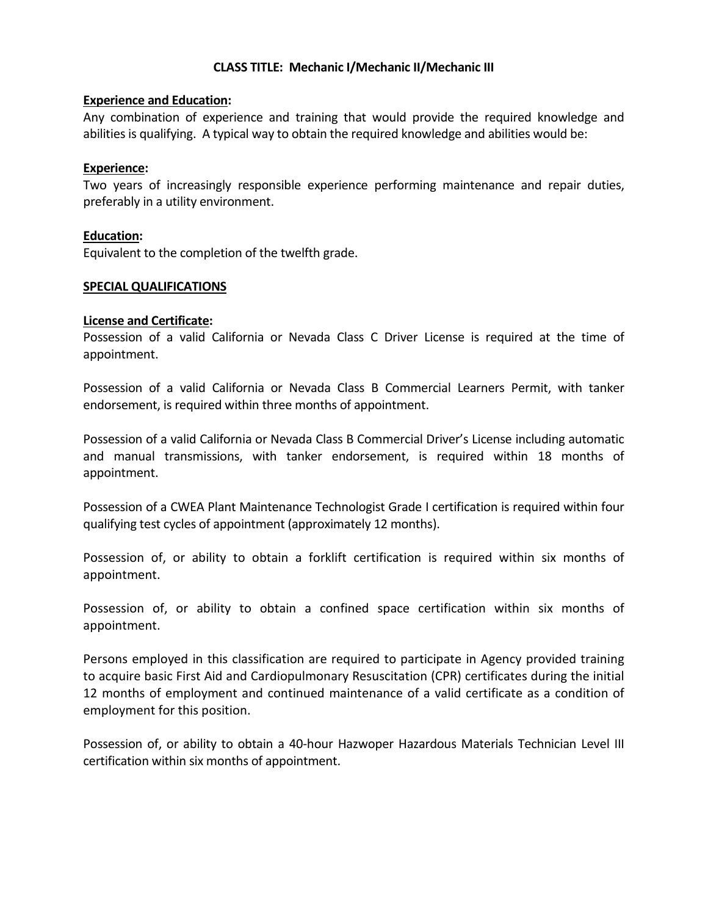**CLASS TITLE: Mechanic I/Mechanic II/Mechanic III**

**Experience and Education:**

Any combination of experience and training that would provide the required knowledge and abilities is qualifying. A typical way to obtain the required knowledge and abilities would be:

**Experience:**

Two years of increasingly responsible experience performing maintenance and repair duties, preferably in a utility environment.

**Education:**

Equivalent to the completion of the twelfth grade.

**SPECIAL QUALIFICATIONS**

**License and Certificate:**

Possession of a valid California or Nevada Class C Driver License is required at the time of appointment.

Possession of a valid California or Nevada Class B Commercial Learners Permit, with tanker endorsement, is required within three months of appointment.

Possession of a valid California or Nevada Class B Commercial Driver's License including automatic and manual transmissions, with tanker endorsement, is required within 18 months of appointment.

Possession of a CWEA Plant Maintenance Technologist Grade I certification is required within four qualifying test cycles of appointment (approximately 12 months).

Possession of, or ability to obtain a forklift certification is required within six months of appointment.

Possession of, or ability to obtain a confined space certification within six months of appointment.

Persons employed in this classification are required to participate in Agency provided training to acquire basic First Aid and Cardiopulmonary Resuscitation (CPR) certificates during the initial 12 months of employment and continued maintenance of a valid certificate as a condition of employment for this position.

Possession of, or ability to obtain a 40-hour Hazwoper Hazardous Materials Technician Level III certification within six months of appointment.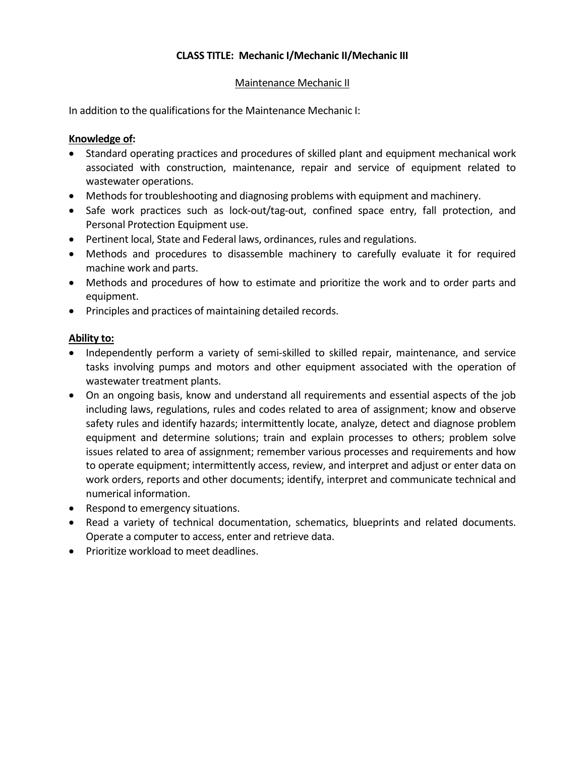**CLASS TITLE: Mechanic I/Mechanic II/Mechanic III**

<u>Maintenance Mechanic II</u>

In addition to the qualifications for the Maintenance Mechanic I:

**<u>Knowledge of</u>:**

- Standard operating practices and procedures of skilled plant and equipment mechanical work associated with construction, maintenance, repair and service of equipment related to wastewater operations.
- Methods for troubleshooting and diagnosing problems with equipment and machinery.
- Safe work practices such as lock-out/tag-out, confined space entry, fall protection, and Personal Protection Equipment use.
- Pertinent local, State and Federal laws, ordinances, rules and regulations.
- Methods and procedures to disassemble machinery to carefully evaluate it for required machine work and parts.
- Methods and procedures of how to estimate and prioritize the work and to order parts and equipment.
- Principles and practices of maintaining detailed records.

**<u>Ability to:</u>**

- Independently perform a variety of semi-skilled to skilled repair, maintenance, and service tasks involving pumps and motors and other equipment associated with the operation of wastewater treatment plants.
- On an ongoing basis, know and understand all requirements and essential aspects of the job including laws, regulations, rules and codes related to area of assignment; know and observe safety rules and identify hazards; intermittently locate, analyze, detect and diagnose problem equipment and determine solutions; train and explain processes to others; problem solve issues related to area of assignment; remember various processes and requirements and how to operate equipment; intermittently access, review, and interpret and adjust or enter data on work orders, reports and other documents; identify, interpret and communicate technical and numerical information.
- Respond to emergency situations.
- Read a variety of technical documentation, schematics, blueprints and related documents. Operate a computer to access, enter and retrieve data.
- Prioritize workload to meet deadlines.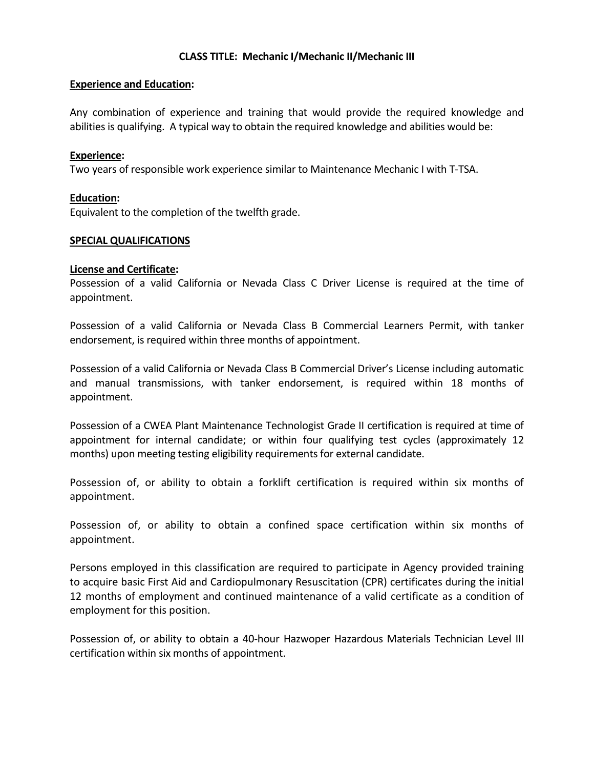**CLASS TITLE: Mechanic I/Mechanic II/Mechanic III**

**Experience and Education:**

Any combination of experience and training that would provide the required knowledge and abilities is qualifying. A typical way to obtain the required knowledge and abilities would be:

**Experience:**
Two years of responsible work experience similar to Maintenance Mechanic I with T-TSA.

**Education:**
Equivalent to the completion of the twelfth grade.

**SPECIAL QUALIFICATIONS**

**License and Certificate:**
Possession of a valid California or Nevada Class C Driver License is required at the time of appointment.

Possession of a valid California or Nevada Class B Commercial Learners Permit, with tanker endorsement, is required within three months of appointment.

Possession of a valid California or Nevada Class B Commercial Driver's License including automatic and manual transmissions, with tanker endorsement, is required within 18 months of appointment.

Possession of a CWEA Plant Maintenance Technologist Grade II certification is required at time of appointment for internal candidate; or within four qualifying test cycles (approximately 12 months) upon meeting testing eligibility requirements for external candidate.

Possession of, or ability to obtain a forklift certification is required within six months of appointment.

Possession of, or ability to obtain a confined space certification within six months of appointment.

Persons employed in this classification are required to participate in Agency provided training to acquire basic First Aid and Cardiopulmonary Resuscitation (CPR) certificates during the initial 12 months of employment and continued maintenance of a valid certificate as a condition of employment for this position.

Possession of, or ability to obtain a 40-hour Hazwoper Hazardous Materials Technician Level III certification within six months of appointment.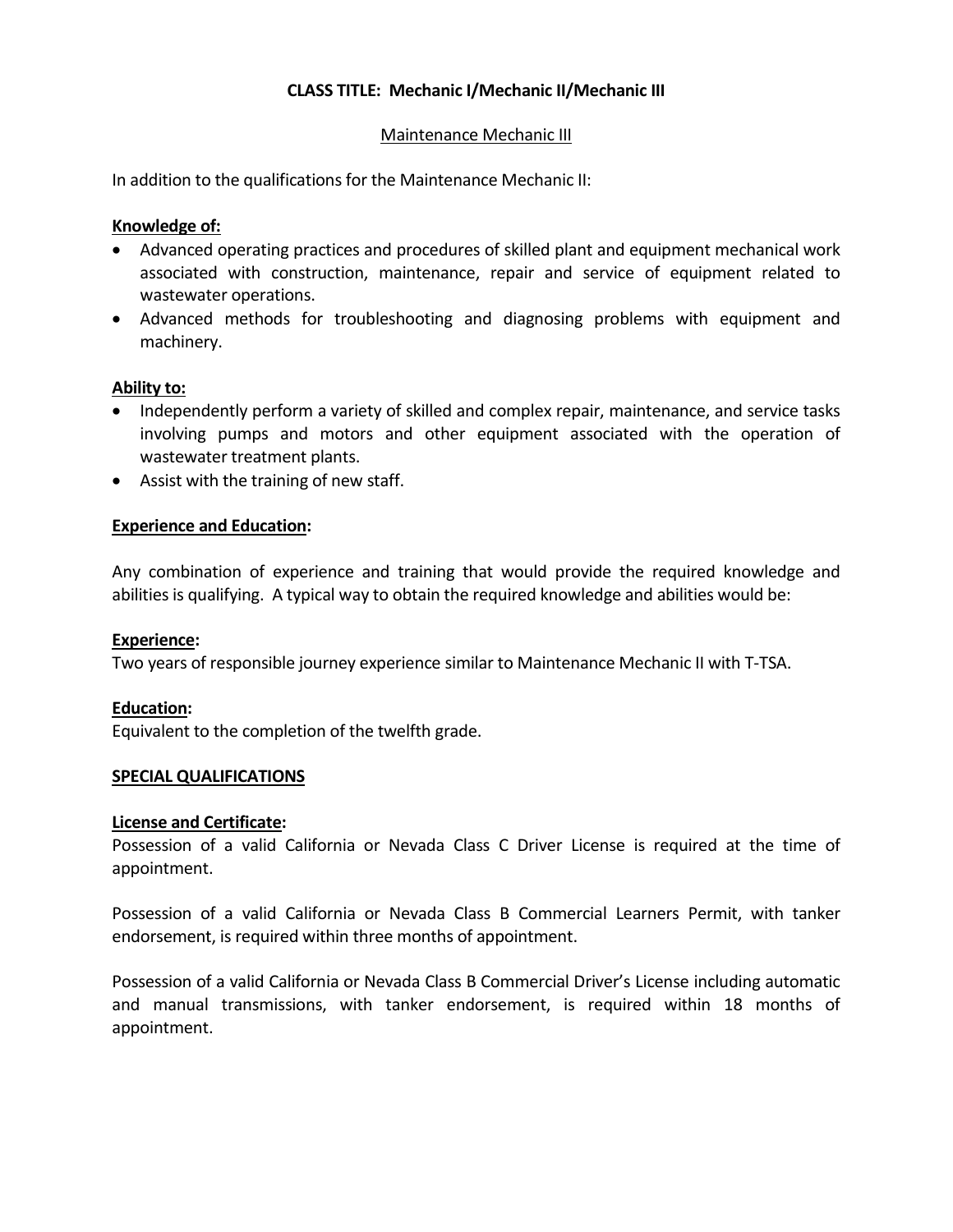**CLASS TITLE: Mechanic I/Mechanic II/Mechanic III**

Maintenance Mechanic III

In addition to the qualifications for the Maintenance Mechanic II:

**Knowledge of:**

- Advanced operating practices and procedures of skilled plant and equipment mechanical work associated with construction, maintenance, repair and service of equipment related to wastewater operations.
- Advanced methods for troubleshooting and diagnosing problems with equipment and machinery.

**Ability to:**

- Independently perform a variety of skilled and complex repair, maintenance, and service tasks involving pumps and motors and other equipment associated with the operation of wastewater treatment plants.
- Assist with the training of new staff.

**Experience and Education:**

Any combination of experience and training that would provide the required knowledge and abilities is qualifying. A typical way to obtain the required knowledge and abilities would be:

**Experience:**
Two years of responsible journey experience similar to Maintenance Mechanic II with T-TSA.

**Education:**
Equivalent to the completion of the twelfth grade.

**SPECIAL QUALIFICATIONS**

**License and Certificate:**
Possession of a valid California or Nevada Class C Driver License is required at the time of appointment.

Possession of a valid California or Nevada Class B Commercial Learners Permit, with tanker endorsement, is required within three months of appointment.

Possession of a valid California or Nevada Class B Commercial Driver's License including automatic and manual transmissions, with tanker endorsement, is required within 18 months of appointment.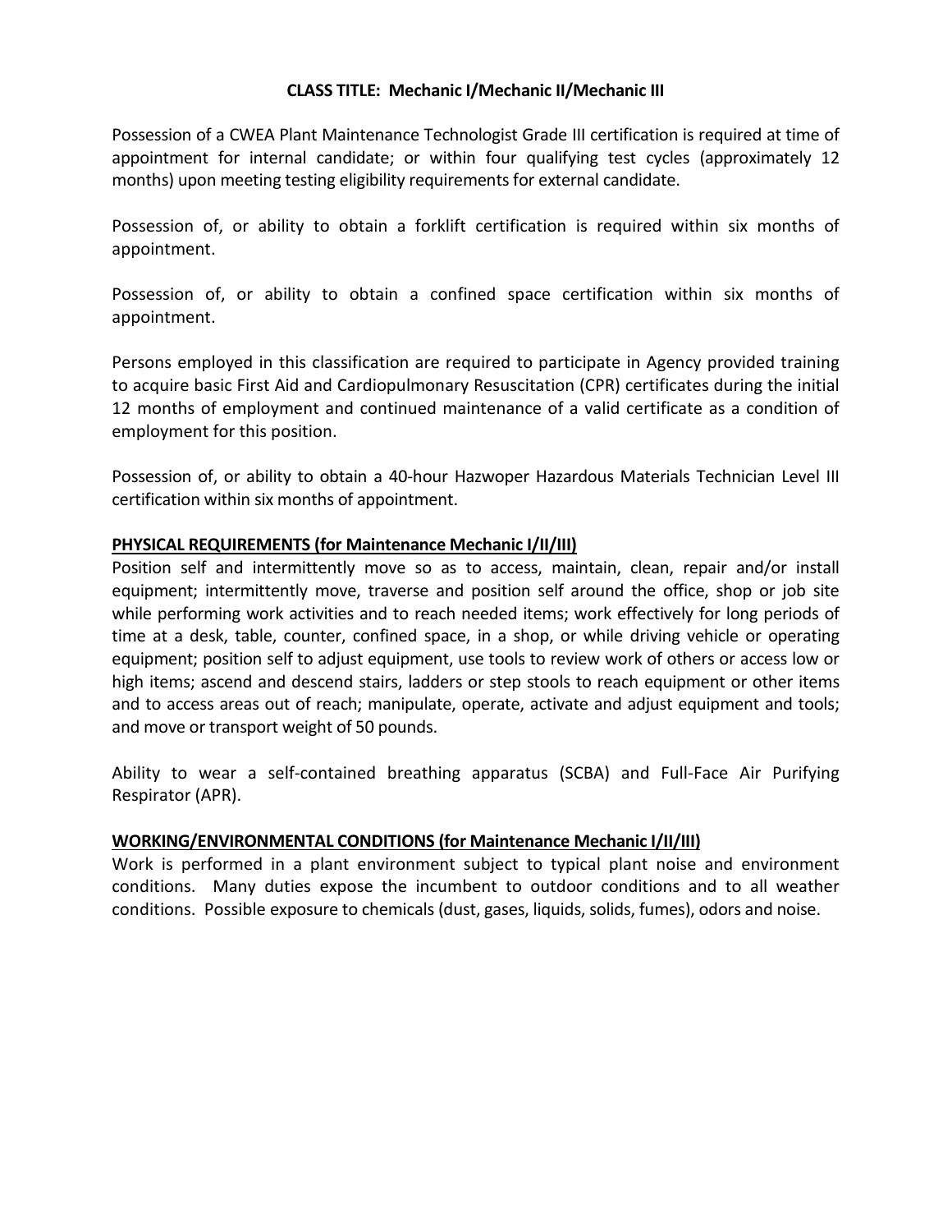**CLASS TITLE: Mechanic I/Mechanic II/Mechanic III**

Possession of a CWEA Plant Maintenance Technologist Grade III certification is required at time of appointment for internal candidate; or within four qualifying test cycles (approximately 12 months) upon meeting testing eligibility requirements for external candidate.

Possession of, or ability to obtain a forklift certification is required within six months of appointment.

Possession of, or ability to obtain a confined space certification within six months of appointment.

Persons employed in this classification are required to participate in Agency provided training to acquire basic First Aid and Cardiopulmonary Resuscitation (CPR) certificates during the initial 12 months of employment and continued maintenance of a valid certificate as a condition of employment for this position.

Possession of, or ability to obtain a 40-hour Hazwoper Hazardous Materials Technician Level III certification within six months of appointment.

**PHYSICAL REQUIREMENTS (for Maintenance Mechanic I/II/III)**

Position self and intermittently move so as to access, maintain, clean, repair and/or install equipment; intermittently move, traverse and position self around the office, shop or job site while performing work activities and to reach needed items; work effectively for long periods of time at a desk, table, counter, confined space, in a shop, or while driving vehicle or operating equipment; position self to adjust equipment, use tools to review work of others or access low or high items; ascend and descend stairs, ladders or step stools to reach equipment or other items and to access areas out of reach; manipulate, operate, activate and adjust equipment and tools; and move or transport weight of 50 pounds.

Ability to wear a self-contained breathing apparatus (SCBA) and Full-Face Air Purifying Respirator (APR).

**WORKING/ENVIRONMENTAL CONDITIONS (for Maintenance Mechanic I/II/III)**

Work is performed in a plant environment subject to typical plant noise and environment conditions. Many duties expose the incumbent to outdoor conditions and to all weather conditions. Possible exposure to chemicals (dust, gases, liquids, solids, fumes), odors and noise.